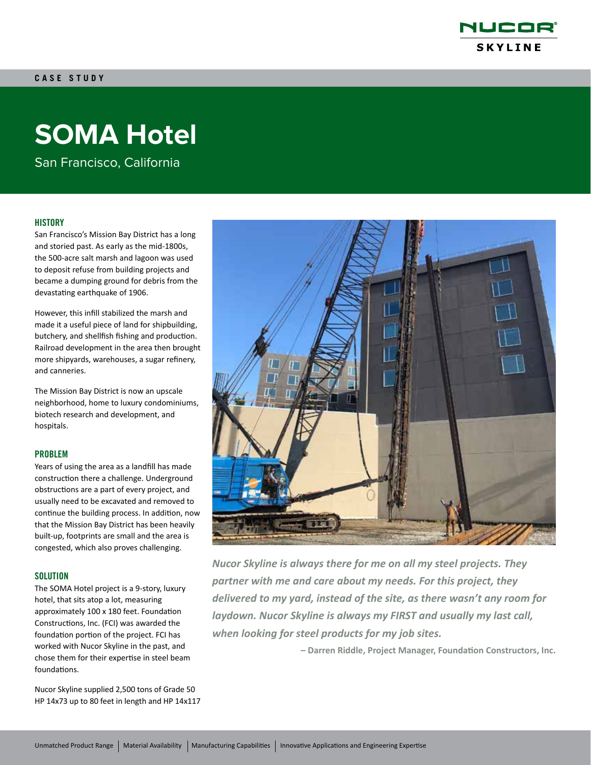CASE STUDY

# SOMA Hotel

San Francisco, California

## HISTORY

San Francisco's Mission Bay District has a long and storied past. As early as the mid-1800s, the 500-acre salt marsh and lagoon was used to deposit refuse from building projects and became a dumping ground for debris from the devastating earthquake of 1906.

However, this infill stabilized the marsh and made it a useful piece of land for shipbuilding, butchery, and shellfish fishing and production. Railroad development in the area then brought more shipyards, warehouses, a sugar refinery, and canneries.

The Mission Bay District is now an upscale neighborhood, home to luxury condominiums, biotech research and development, and hospitals.

## PROBLEM

Years of using the area as a landfill has made construction there a challenge. Underground obstructions are a part of every project, and usually need to be excavated and removed to continue the building process. In addition, now that the Mission Bay District has been heavily built-up, footprints are small and the area is congested, which also proves challenging.

## SOLUTION

The SOMA Hotel project is a 9-story, luxury hotel, that sits atop a lot, measuring approximately 100 x 180 feet. Foundation Constructions, Inc. (FCI) was awarded the foundation portion of the project. FCI has worked with Nucor Skyline in the past, and chose them for their expertise in steel beam foundations.

Nucor Skyline supplied 2,500 tons of Grade 50 HP 14x73 up to 80 feet in length and HP 14x117

*Nucor Skyline is always there for me on all my steel projects. They partner with me and care about my needs. For this project, they delivered to my yard, instead of the site, as there wasn't any room for laydown. Nucor Skyline is always my FIRST and usually my last call, when looking for steel products for my job sites.*

**– Darren Riddle, Project Manager, Foundation Constructors, Inc.**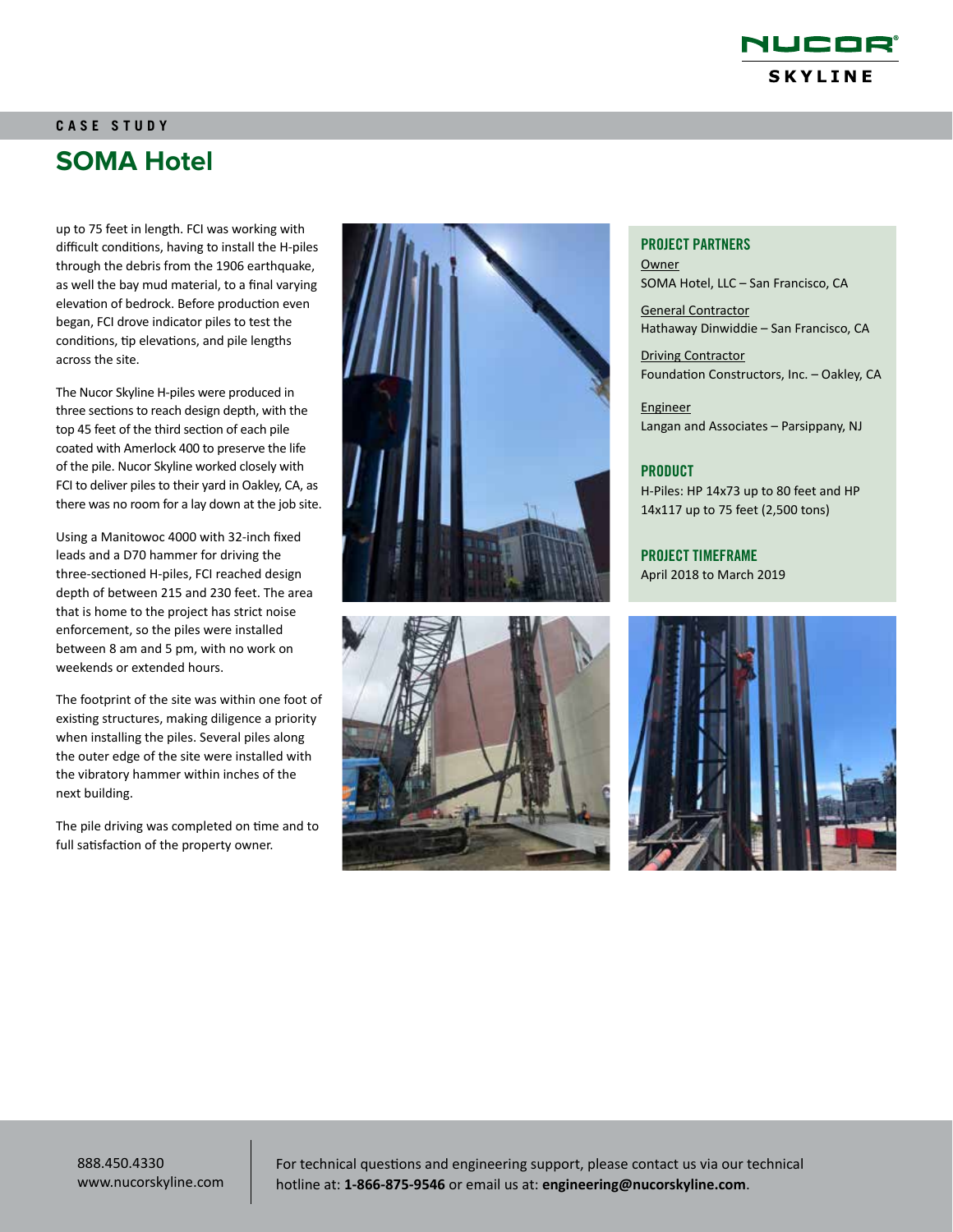## CASE STUDY

# SOMA Hotel

up to 75 feet in length. FCI was working with difficult conditions, having to install the H-piles through the debris from the 1906 earthquake, as well the bay mud material, to a final varying elevation of bedrock. Before production even began, FCI drove indicator piles to test the conditions, tip elevations, and pile lengths across the site.

The Nucor Skyline H-piles were produced in three sections to reach design depth, with the top 45 feet of the third section of each pile coated with Amerlock 400 to preserve the life of the pile. Nucor Skyline worked closely with FCI to deliver piles to their yard in Oakley, CA, as there was no room for a lay down at the job site.

Using a Manitowoc 4000 with 32-inch fixed leads and a D70 hammer for driving the three-sectioned H-piles, FCI reached design depth of between 215 and 230 feet. The area that is home to the project has strict noise enforcement, so the piles were installed between 8 am and 5 pm, with no work on weekends or extended hours.

The footprint of the site was within one foot of existing structures, making diligence a priority when installing the piles. Several piles along the outer edge of the site were installed with the vibratory hammer within inches of the next building.

The pile driving was completed on time and to full satisfaction of the property owner.

### PROJECT PARTNERS

Owner
SOMA Hotel, LLC – San Francisco, CA

General Contractor
Hathaway Dinwiddie – San Francisco, CA

Driving Contractor
Foundation Constructors, Inc. – Oakley, CA

Engineer
Langan and Associates – Parsippany, NJ

### PRODUCT

H-Piles: HP 14x73 up to 80 feet and HP 14x117 up to 75 feet (2,500 tons)

### PROJECT TIMEFRAME

April 2018 to March 2019

888.450.4330
www.nucorskyline.com

For technical questions and engineering support, please contact us via our technical hotline at: **1-866-875-9546** or email us at: **engineering@nucorskyline.com**.